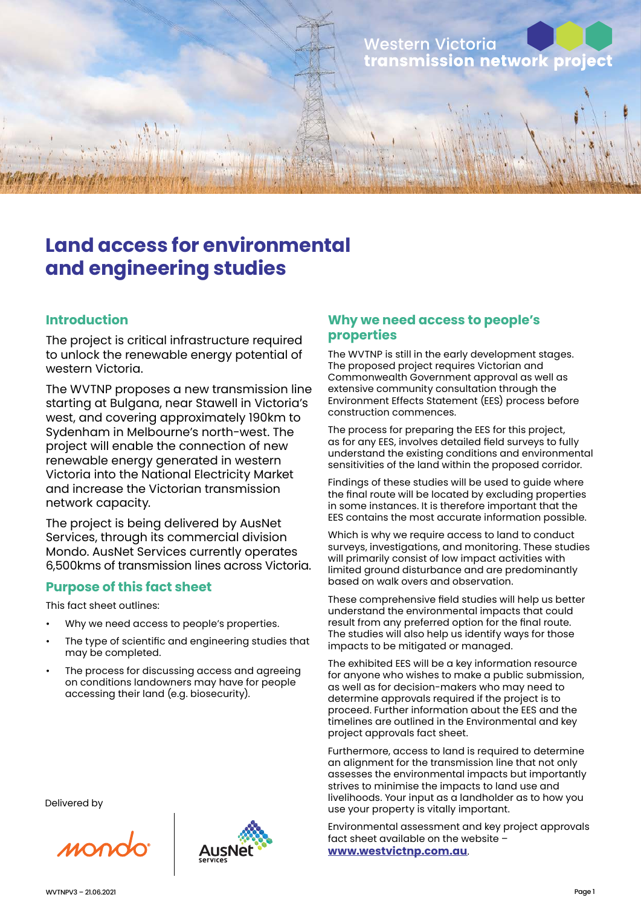Western Victoria **transmission network project**

# Land access for environmental and engineering studies

## Introduction

The project is critical infrastructure required to unlock the renewable energy potential of western Victoria.

The WVTNP proposes a new transmission line starting at Bulgana, near Stawell in Victoria's west, and covering approximately 190km to Sydenham in Melbourne's north-west. The project will enable the connection of new renewable energy generated in western Victoria into the National Electricity Market and increase the Victorian transmission network capacity.

The project is being delivered by AusNet Services, through its commercial division Mondo. AusNet Services currently operates 6,500kms of transmission lines across Victoria.

## Purpose of this fact sheet

This fact sheet outlines:

- Why we need access to people's properties.
- The type of scientific and engineering studies that may be completed.
- The process for discussing access and agreeing on conditions landowners may have for people accessing their land (e.g. biosecurity).

Delivered by

mondo | AusNet services

## Why we need access to people's properties

The WVTNP is still in the early development stages. The proposed project requires Victorian and Commonwealth Government approval as well as extensive community consultation through the Environment Effects Statement (EES) process before construction commences.

The process for preparing the EES for this project, as for any EES, involves detailed field surveys to fully understand the existing conditions and environmental sensitivities of the land within the proposed corridor.

Findings of these studies will be used to guide where the final route will be located by excluding properties in some instances. It is therefore important that the EES contains the most accurate information possible.

Which is why we require access to land to conduct surveys, investigations, and monitoring. These studies will primarily consist of low impact activities with limited ground disturbance and are predominantly based on walk overs and observation.

These comprehensive field studies will help us better understand the environmental impacts that could result from any preferred option for the final route. The studies will also help us identify ways for those impacts to be mitigated or managed.

The exhibited EES will be a key information resource for anyone who wishes to make a public submission, as well as for decision-makers who may need to determine approvals required if the project is to proceed. Further information about the EES and the timelines are outlined in the Environmental and key project approvals fact sheet.

Furthermore, access to land is required to determine an alignment for the transmission line that not only assesses the environmental impacts but importantly strives to minimise the impacts to land use and livelihoods. Your input as a landholder as to how you use your property is vitally important.

Environmental assessment and key project approvals fact sheet available on the website – **www.westvictnp.com.au**.

WVTNPV3 – 21.06.2021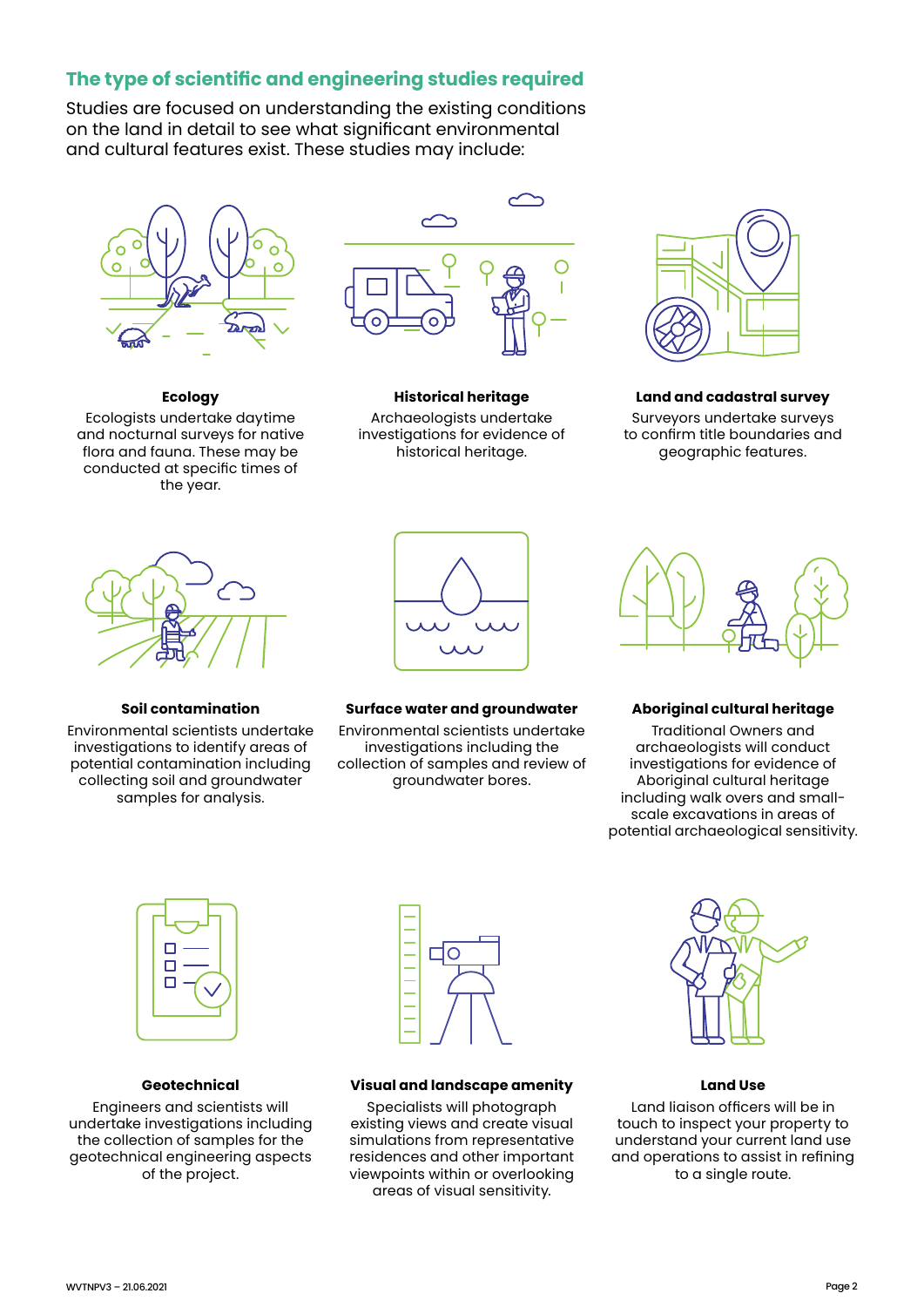## The type of scientific and engineering studies required

Studies are focused on understanding the existing conditions on the land in detail to see what significant environmental and cultural features exist. These studies may include:

**Ecology**

Ecologists undertake daytime and nocturnal surveys for native flora and fauna. These may be conducted at specific times of the year.

**Historical heritage**

Archaeologists undertake investigations for evidence of historical heritage.

**Land and cadastral survey**

Surveyors undertake surveys to confirm title boundaries and geographic features.

**Soil contamination**

Environmental scientists undertake investigations to identify areas of potential contamination including collecting soil and groundwater samples for analysis.

**Surface water and groundwater**

Environmental scientists undertake investigations including the collection of samples and review of groundwater bores.

**Aboriginal cultural heritage**

Traditional Owners and archaeologists will conduct investigations for evidence of Aboriginal cultural heritage including walk overs and small-scale excavations in areas of potential archaeological sensitivity.

**Geotechnical**

Engineers and scientists will undertake investigations including the collection of samples for the geotechnical engineering aspects of the project.

**Visual and landscape amenity**

Specialists will photograph existing views and create visual simulations from representative residences and other important viewpoints within or overlooking areas of visual sensitivity.

**Land Use**

Land liaison officers will be in touch to inspect your property to understand your current land use and operations to assist in refining to a single route.

WVTNPV3 – 21.06.2021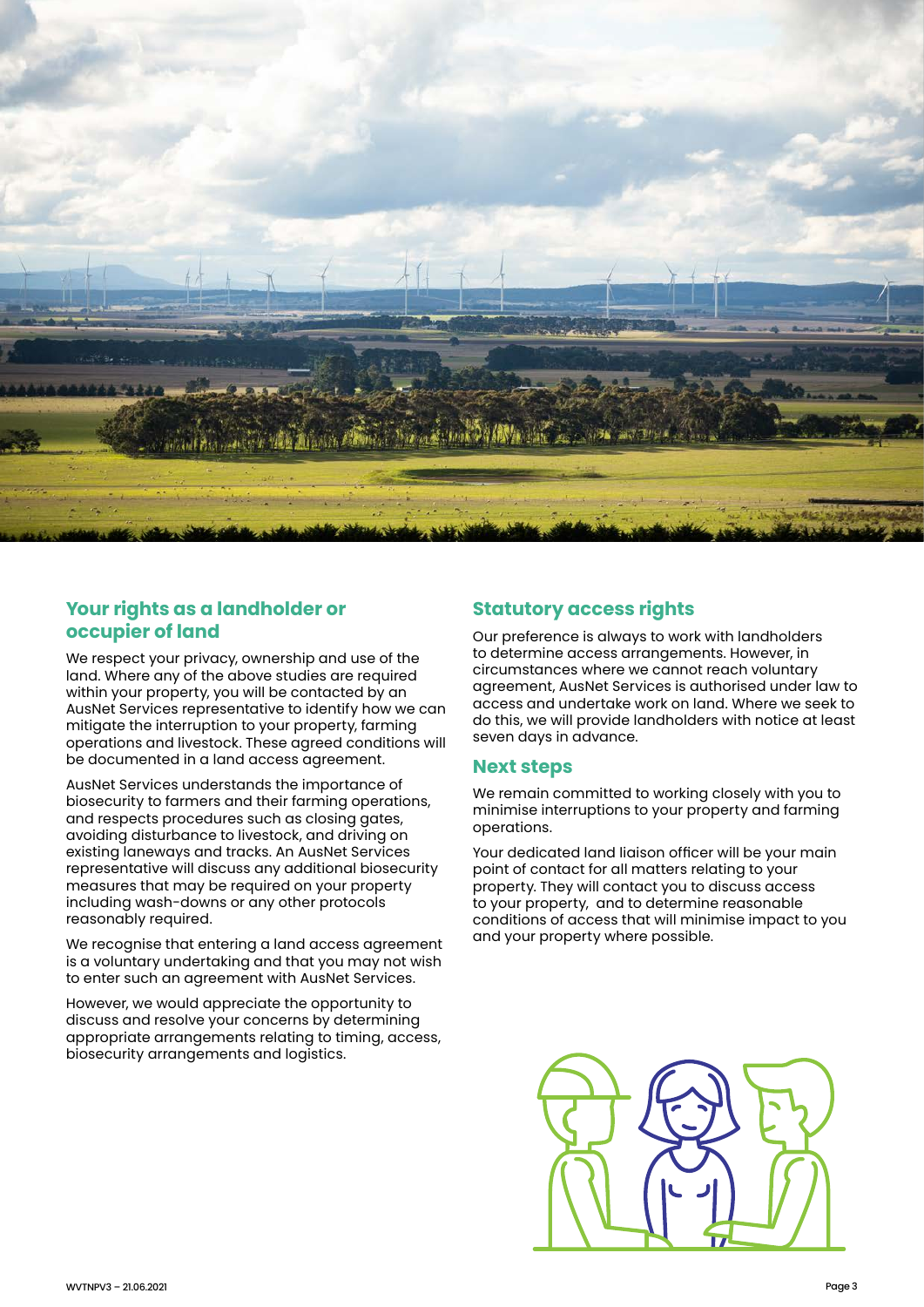## Your rights as a landholder or occupier of land

We respect your privacy, ownership and use of the land. Where any of the above studies are required within your property, you will be contacted by an AusNet Services representative to identify how we can mitigate the interruption to your property, farming operations and livestock. These agreed conditions will be documented in a land access agreement.

AusNet Services understands the importance of biosecurity to farmers and their farming operations, and respects procedures such as closing gates, avoiding disturbance to livestock, and driving on existing laneways and tracks. An AusNet Services representative will discuss any additional biosecurity measures that may be required on your property including wash-downs or any other protocols reasonably required.

We recognise that entering a land access agreement is a voluntary undertaking and that you may not wish to enter such an agreement with AusNet Services.

However, we would appreciate the opportunity to discuss and resolve your concerns by determining appropriate arrangements relating to timing, access, biosecurity arrangements and logistics.

## Statutory access rights

Our preference is always to work with landholders to determine access arrangements. However, in circumstances where we cannot reach voluntary agreement, AusNet Services is authorised under law to access and undertake work on land. Where we seek to do this, we will provide landholders with notice at least seven days in advance.

## Next steps

We remain committed to working closely with you to minimise interruptions to your property and farming operations.

Your dedicated land liaison officer will be your main point of contact for all matters relating to your property. They will contact you to discuss access to your property, and to determine reasonable conditions of access that will minimise impact to you and your property where possible.

WVTNPV3 – 21.06.2021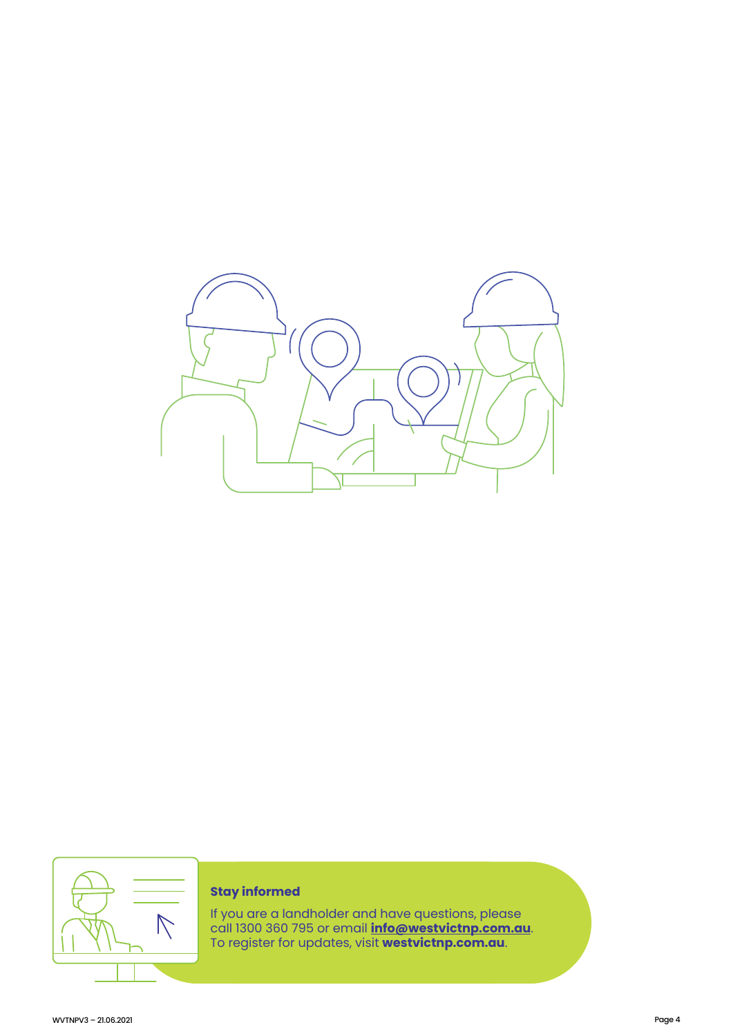### Stay informed

If you are a landholder and have questions, please call 1300 360 795 or email **info@westvictnp.com.au**. To register for updates, visit **westvictnp.com.au**.